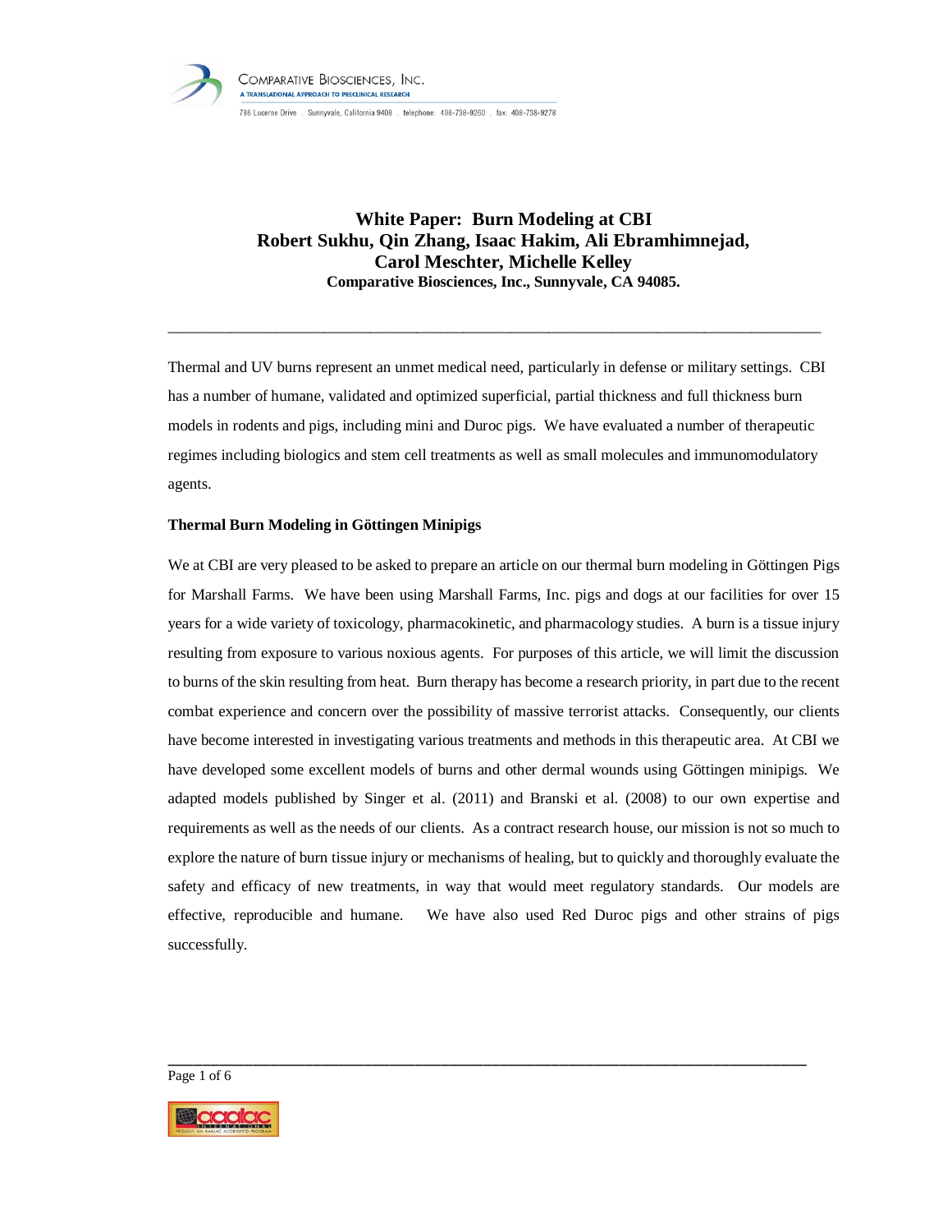# White Paper: Burn Modeling at CBI

**Robert Sukhu, Qin Zhang, Isaac Hakim, Ali Ebramhimnejad, Carol Meschter, Michelle Kelley**

**Comparative Biosciences, Inc., Sunnyvale, CA 94085.**

---

Thermal and UV burns represent an unmet medical need, particularly in defense or military settings. CBI has a number of humane, validated and optimized superficial, partial thickness and full thickness burn models in rodents and pigs, including mini and Duroc pigs. We have evaluated a number of therapeutic regimes including biologics and stem cell treatments as well as small molecules and immunomodulatory agents.

**Thermal Burn Modeling in Göttingen Minipigs**

We at CBI are very pleased to be asked to prepare an article on our thermal burn modeling in Göttingen Pigs for Marshall Farms. We have been using Marshall Farms, Inc. pigs and dogs at our facilities for over 15 years for a wide variety of toxicology, pharmacokinetic, and pharmacology studies. A burn is a tissue injury resulting from exposure to various noxious agents. For purposes of this article, we will limit the discussion to burns of the skin resulting from heat. Burn therapy has become a research priority, in part due to the recent combat experience and concern over the possibility of massive terrorist attacks. Consequently, our clients have become interested in investigating various treatments and methods in this therapeutic area. At CBI we have developed some excellent models of burns and other dermal wounds using Göttingen minipigs. We adapted models published by Singer et al. (2011) and Branski et al. (2008) to our own expertise and requirements as well as the needs of our clients. As a contract research house, our mission is not so much to explore the nature of burn tissue injury or mechanisms of healing, but to quickly and thoroughly evaluate the safety and efficacy of new treatments, in way that would meet regulatory standards. Our models are effective, reproducible and humane. We have also used Red Duroc pigs and other strains of pigs successfully.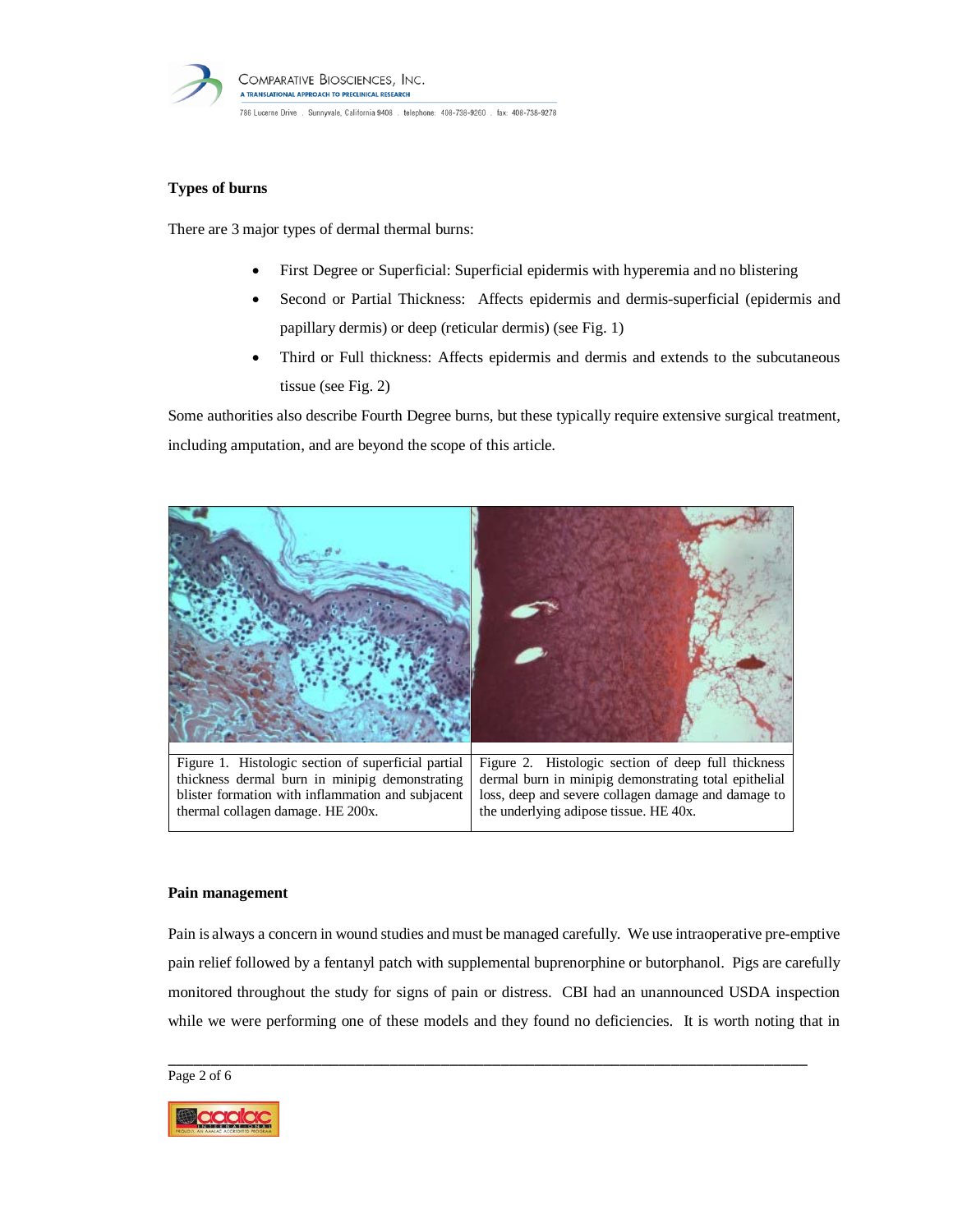### Types of burns

There are 3 major types of dermal thermal burns:

- First Degree or Superficial: Superficial epidermis with hyperemia and no blistering
- Second or Partial Thickness: Affects epidermis and dermis-superficial (epidermis and papillary dermis) or deep (reticular dermis) (see Fig. 1)
- Third or Full thickness: Affects epidermis and dermis and extends to the subcutaneous tissue (see Fig. 2)

Some authorities also describe Fourth Degree burns, but these typically require extensive surgical treatment, including amputation, and are beyond the scope of this article.

Figure 1. Histologic section of superficial partial thickness dermal burn in minipig demonstrating blister formation with inflammation and subjacent thermal collagen damage. HE 200x.

Figure 2. Histologic section of deep full thickness dermal burn in minipig demonstrating total epithelial loss, deep and severe collagen damage and damage to the underlying adipose tissue. HE 40x.

### Pain management

Pain is always a concern in wound studies and must be managed carefully. We use intraoperative pre-emptive pain relief followed by a fentanyl patch with supplemental buprenorphine or butorphanol. Pigs are carefully monitored throughout the study for signs of pain or distress. CBI had an unannounced USDA inspection while we were performing one of these models and they found no deficiencies. It is worth noting that in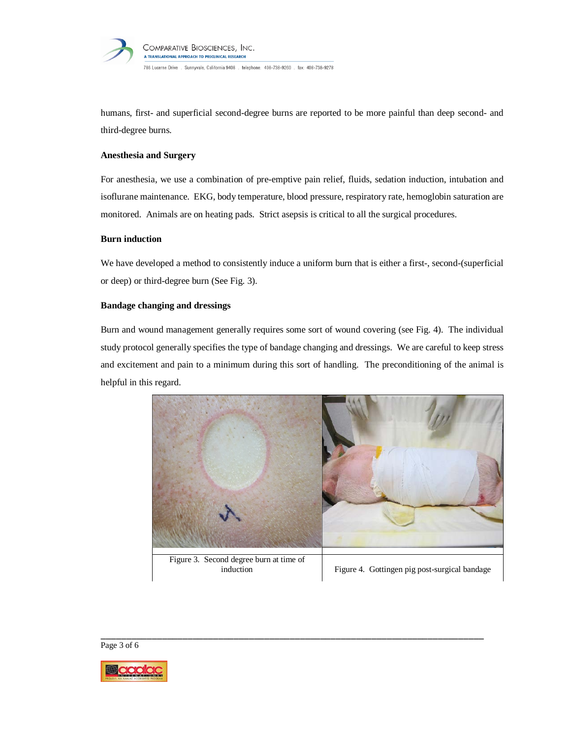humans, first- and superficial second-degree burns are reported to be more painful than deep second- and third-degree burns.

**Anesthesia and Surgery**

For anesthesia, we use a combination of pre-emptive pain relief, fluids, sedation induction, intubation and isoflurane maintenance. EKG, body temperature, blood pressure, respiratory rate, hemoglobin saturation are monitored. Animals are on heating pads. Strict asepsis is critical to all the surgical procedures.

**Burn induction**

We have developed a method to consistently induce a uniform burn that is either a first-, second-(superficial or deep) or third-degree burn (See Fig. 3).

**Bandage changing and dressings**

Burn and wound management generally requires some sort of wound covering (see Fig. 4). The individual study protocol generally specifies the type of bandage changing and dressings. We are careful to keep stress and excitement and pain to a minimum during this sort of handling. The preconditioning of the animal is helpful in this regard.

Figure 3. Second degree burn at time of induction

Figure 4. Gottingen pig post-surgical bandage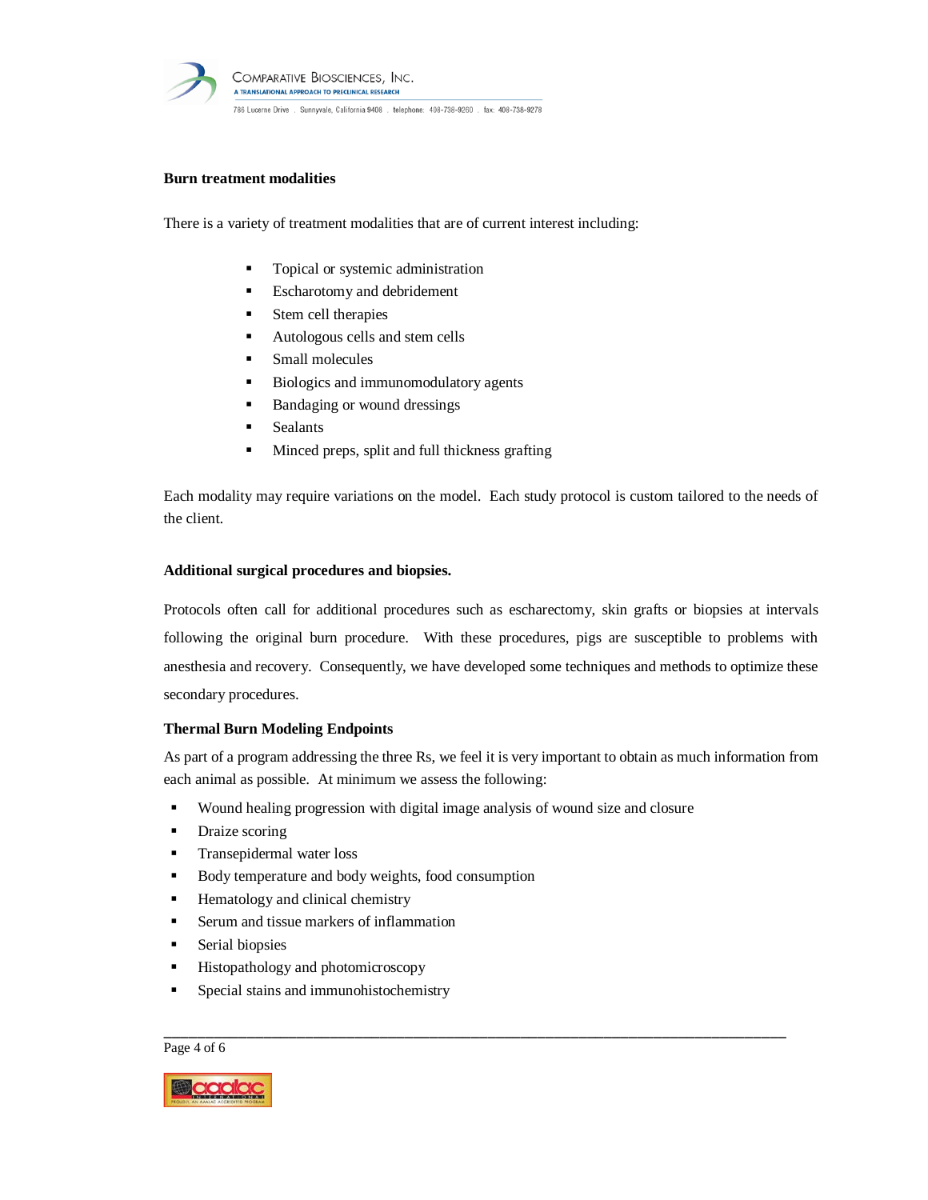**Burn treatment modalities**

There is a variety of treatment modalities that are of current interest including:

- Topical or systemic administration
- Escharotomy and debridement
- Stem cell therapies
- Autologous cells and stem cells
- Small molecules
- Biologics and immunomodulatory agents
- Bandaging or wound dressings
- Sealants
- Minced preps, split and full thickness grafting

Each modality may require variations on the model. Each study protocol is custom tailored to the needs of the client.

**Additional surgical procedures and biopsies.**

Protocols often call for additional procedures such as escharectomy, skin grafts or biopsies at intervals following the original burn procedure. With these procedures, pigs are susceptible to problems with anesthesia and recovery. Consequently, we have developed some techniques and methods to optimize these secondary procedures.

**Thermal Burn Modeling Endpoints**

As part of a program addressing the three Rs, we feel it is very important to obtain as much information from each animal as possible. At minimum we assess the following:

- Wound healing progression with digital image analysis of wound size and closure
- Draize scoring
- Transepidermal water loss
- Body temperature and body weights, food consumption
- Hematology and clinical chemistry
- Serum and tissue markers of inflammation
- Serial biopsies
- Histopathology and photomicroscopy
- Special stains and immunohistochemistry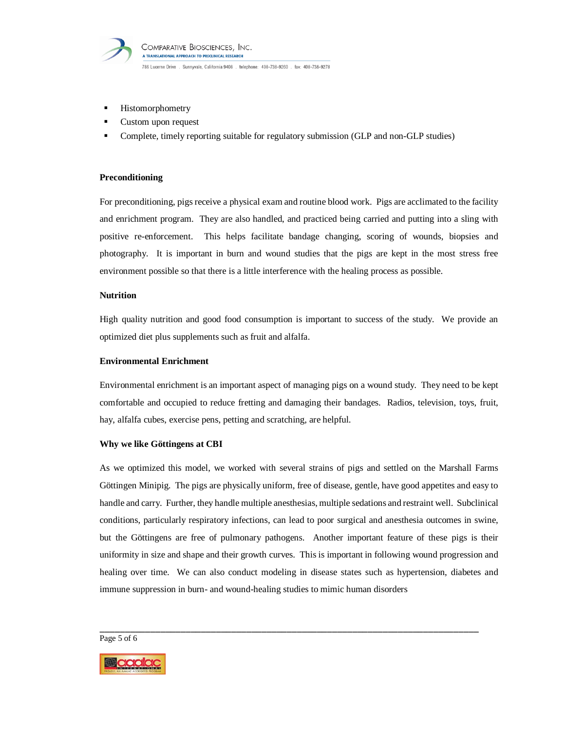- Histomorphometry
- Custom upon request
- Complete, timely reporting suitable for regulatory submission (GLP and non-GLP studies)

**Preconditioning**

For preconditioning, pigs receive a physical exam and routine blood work. Pigs are acclimated to the facility and enrichment program. They are also handled, and practiced being carried and putting into a sling with positive re-enforcement. This helps facilitate bandage changing, scoring of wounds, biopsies and photography. It is important in burn and wound studies that the pigs are kept in the most stress free environment possible so that there is a little interference with the healing process as possible.

**Nutrition**

High quality nutrition and good food consumption is important to success of the study. We provide an optimized diet plus supplements such as fruit and alfalfa.

**Environmental Enrichment**

Environmental enrichment is an important aspect of managing pigs on a wound study. They need to be kept comfortable and occupied to reduce fretting and damaging their bandages. Radios, television, toys, fruit, hay, alfalfa cubes, exercise pens, petting and scratching, are helpful.

**Why we like Göttingens at CBI**

As we optimized this model, we worked with several strains of pigs and settled on the Marshall Farms Göttingen Minipig. The pigs are physically uniform, free of disease, gentle, have good appetites and easy to handle and carry. Further, they handle multiple anesthesias, multiple sedations and restraint well. Subclinical conditions, particularly respiratory infections, can lead to poor surgical and anesthesia outcomes in swine, but the Göttingens are free of pulmonary pathogens. Another important feature of these pigs is their uniformity in size and shape and their growth curves. This is important in following wound progression and healing over time. We can also conduct modeling in disease states such as hypertension, diabetes and immune suppression in burn- and wound-healing studies to mimic human disorders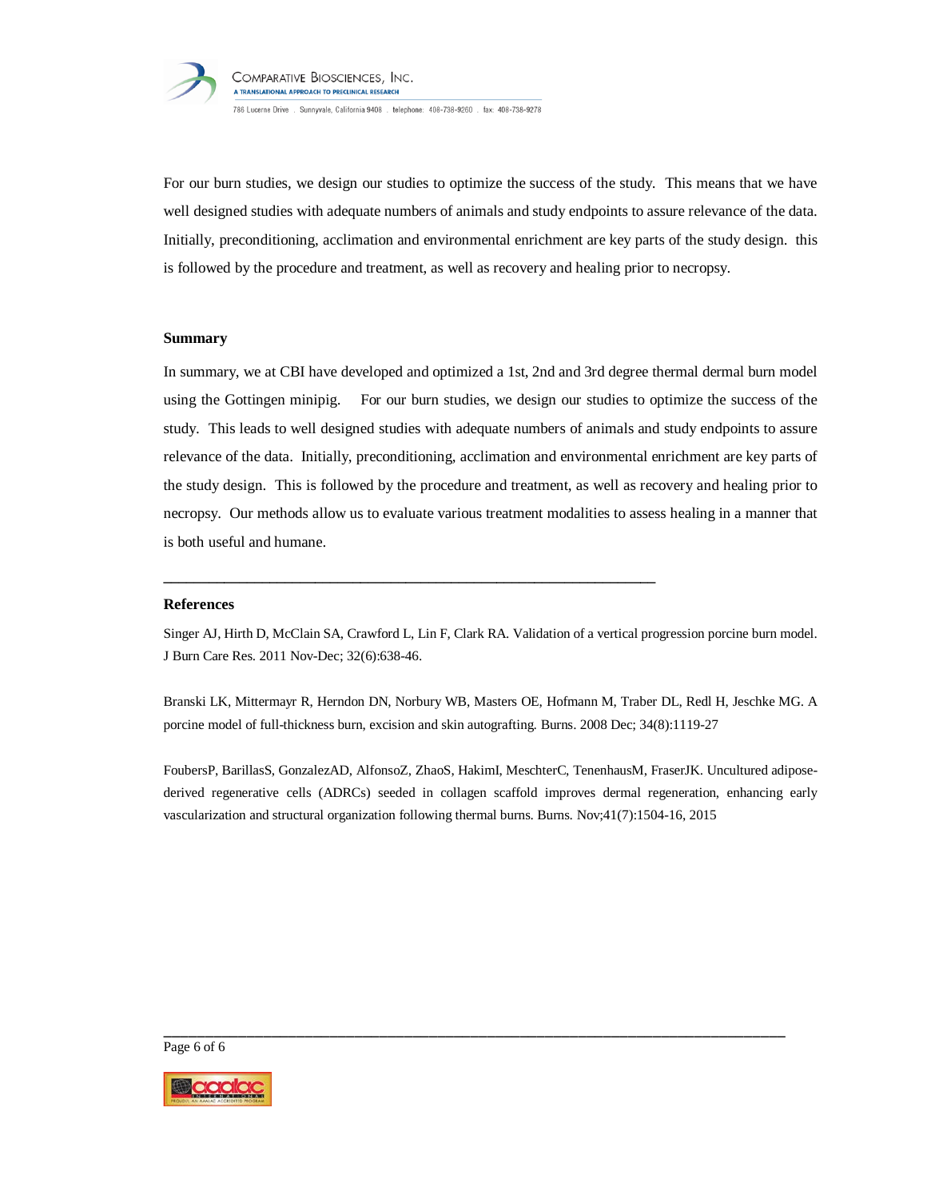For our burn studies, we design our studies to optimize the success of the study. This means that we have well designed studies with adequate numbers of animals and study endpoints to assure relevance of the data. Initially, preconditioning, acclimation and environmental enrichment are key parts of the study design. this is followed by the procedure and treatment, as well as recovery and healing prior to necropsy.

## Summary

In summary, we at CBI have developed and optimized a 1st, 2nd and 3rd degree thermal dermal burn model using the Gottingen minipig. For our burn studies, we design our studies to optimize the success of the study. This leads to well designed studies with adequate numbers of animals and study endpoints to assure relevance of the data. Initially, preconditioning, acclimation and environmental enrichment are key parts of the study design. This is followed by the procedure and treatment, as well as recovery and healing prior to necropsy. Our methods allow us to evaluate various treatment modalities to assess healing in a manner that is both useful and humane.

---

## References

Singer AJ, Hirth D, McClain SA, Crawford L, Lin F, Clark RA. Validation of a vertical progression porcine burn model. J Burn Care Res. 2011 Nov-Dec; 32(6):638-46.

Branski LK, Mittermayr R, Herndon DN, Norbury WB, Masters OE, Hofmann M, Traber DL, Redl H, Jeschke MG. A porcine model of full-thickness burn, excision and skin autografting. Burns. 2008 Dec; 34(8):1119-27

FoubersP, BarillasS, GonzalezAD, AlfonsoZ, ZhaoS, HakimI, MeschterC, TenenhausM, FraserJK. Uncultured adipose-derived regenerative cells (ADRCs) seeded in collagen scaffold improves dermal regeneration, enhancing early vascularization and structural organization following thermal burns. Burns. Nov;41(7):1504-16, 2015